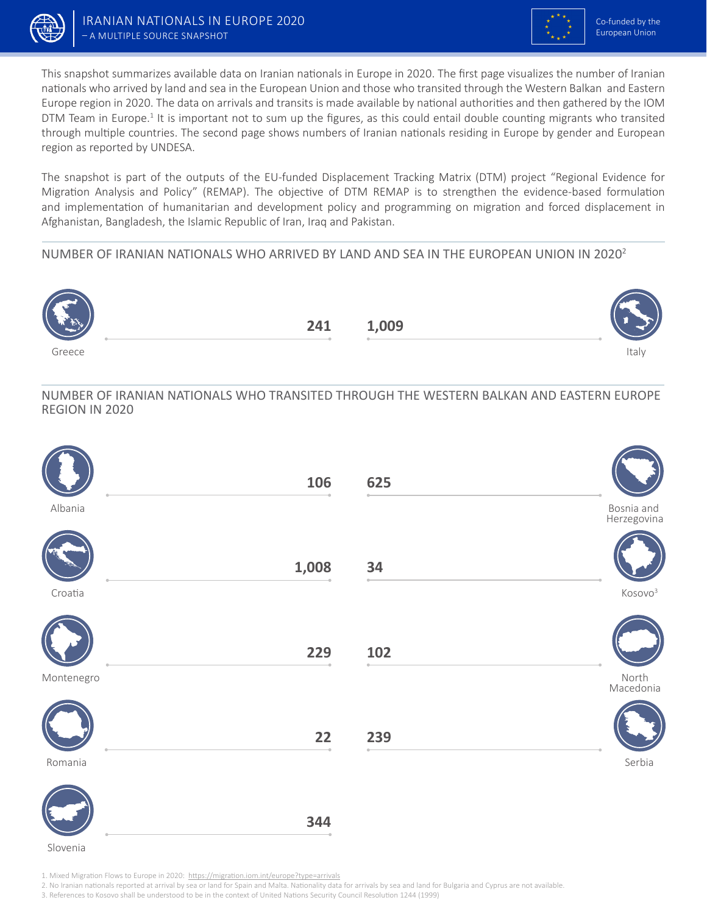# IRANIAN NATIONALS IN EUROPE 2020

– A MULTIPLE SOURCE SNAPSHOT

Co-funded by the European Union

This snapshot summarizes available data on Iranian nationals in Europe in 2020. The first page visualizes the number of Iranian nationals who arrived by land and sea in the European Union and those who transited through the Western Balkan and Eastern Europe region in 2020. The data on arrivals and transits is made available by national authorities and then gathered by the IOM DTM Team in Europe.[1] It is important not to sum up the figures, as this could entail double counting migrants who transited through multiple countries. The second page shows numbers of Iranian nationals residing in Europe by gender and European region as reported by UNDESA.

The snapshot is part of the outputs of the EU-funded Displacement Tracking Matrix (DTM) project "Regional Evidence for Migration Analysis and Policy" (REMAP). The objective of DTM REMAP is to strengthen the evidence-based formulation and implementation of humanitarian and development policy and programming on migration and forced displacement in Afghanistan, Bangladesh, the Islamic Republic of Iran, Iraq and Pakistan.

## NUMBER OF IRANIAN NATIONALS WHO ARRIVED BY LAND AND SEA IN THE EUROPEAN UNION IN 2020[2]

| Country | Number |
|---|---|
| Greece | 241 |
| Italy | 1,009 |

## NUMBER OF IRANIAN NATIONALS WHO TRANSITED THROUGH THE WESTERN BALKAN AND EASTERN EUROPE REGION IN 2020

| Country | Number |
|---|---|
| Albania | 106 |
| Bosnia and Herzegovina | 625 |
| Croatia | 1,008 |
| Kosovo[3] | 34 |
| Montenegro | 229 |
| North Macedonia | 102 |
| Romania | 22 |
| Serbia | 239 |
| Slovenia | 344 |

1. Mixed Migration Flows to Europe in 2020: https://migration.iom.int/europe?type=arrivals
2. No Iranian nationals reported at arrival by sea or land for Spain and Malta. Nationality data for arrivals by sea and land for Bulgaria and Cyprus are not available.
3. References to Kosovo shall be understood to be in the context of United Nations Security Council Resolution 1244 (1999)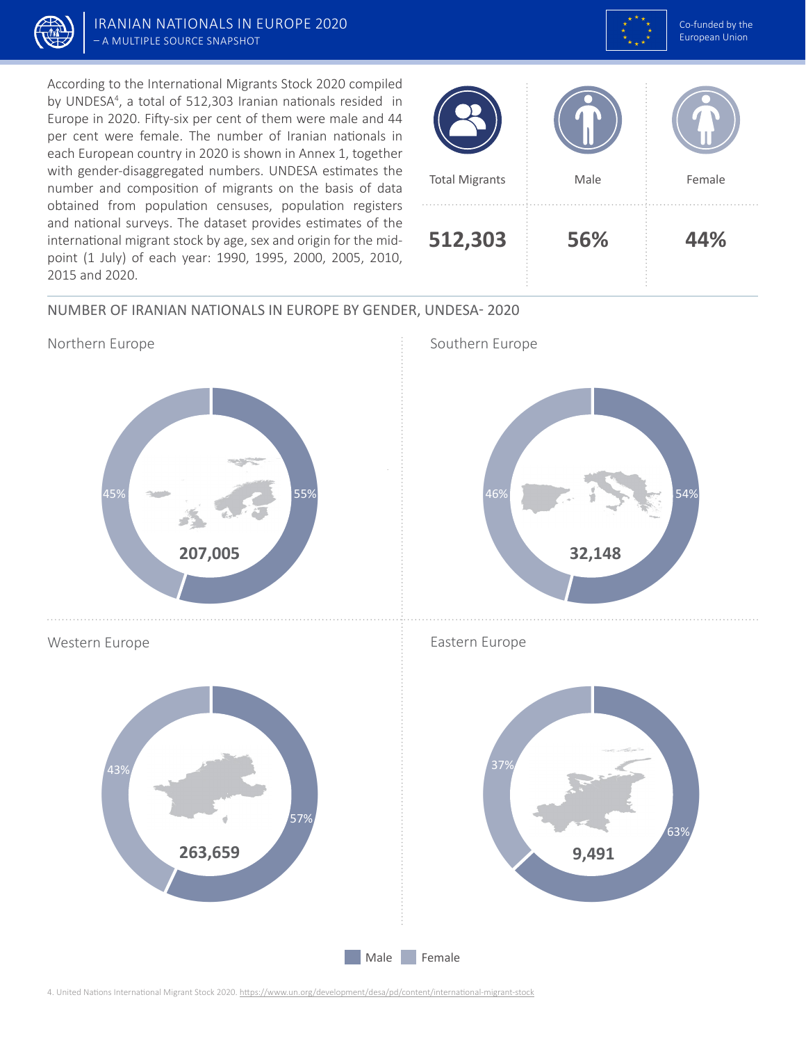According to the International Migrants Stock 2020 compiled by UNDESA[4], a total of 512,303 Iranian nationals resided in Europe in 2020. Fifty-six per cent of them were male and 44 per cent were female. The number of Iranian nationals in each European country in 2020 is shown in Annex 1, together with gender-disaggregated numbers. UNDESA estimates the number and composition of migrants on the basis of data obtained from population censuses, population registers and national surveys. The dataset provides estimates of the international migrant stock by age, sex and origin for the mid-point (1 July) of each year: 1990, 1995, 2000, 2005, 2010, 2015 and 2020.

| Total Migrants | Male | Female |
|---|---|---|
| **512,303** | **56%** | **44%** |

## NUMBER OF IRANIAN NATIONALS IN EUROPE BY GENDER, UNDESA- 2020

| Region | Total | Male | Female |
|---|---|---|---|
| Northern Europe | 207,005 | 55% | 45% |
| Southern Europe | 32,148 | 54% | 46% |
| Western Europe | 263,659 | 57% | 43% |
| Eastern Europe | 9,491 | 63% | 37% |

4. United Nations International Migrant Stock 2020. https://www.un.org/development/desa/pd/content/international-migrant-stock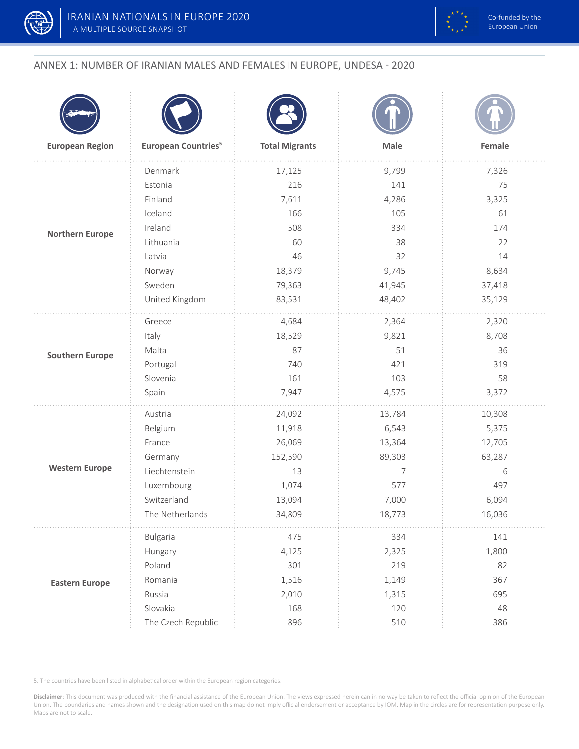## ANNEX 1: NUMBER OF IRANIAN MALES AND FEMALES IN EUROPE, UNDESA - 2020

| European Region | European Countries[5] | Total Migrants | Male | Female |
|---|---|---|---|---|
| Northern Europe | Denmark | 17,125 | 9,799 | 7,326 |
| | Estonia | 216 | 141 | 75 |
| | Finland | 7,611 | 4,286 | 3,325 |
| | Iceland | 166 | 105 | 61 |
| | Ireland | 508 | 334 | 174 |
| | Lithuania | 60 | 38 | 22 |
| | Latvia | 46 | 32 | 14 |
| | Norway | 18,379 | 9,745 | 8,634 |
| | Sweden | 79,363 | 41,945 | 37,418 |
| | United Kingdom | 83,531 | 48,402 | 35,129 |
| Southern Europe | Greece | 4,684 | 2,364 | 2,320 |
| | Italy | 18,529 | 9,821 | 8,708 |
| | Malta | 87 | 51 | 36 |
| | Portugal | 740 | 421 | 319 |
| | Slovenia | 161 | 103 | 58 |
| | Spain | 7,947 | 4,575 | 3,372 |
| Western Europe | Austria | 24,092 | 13,784 | 10,308 |
| | Belgium | 11,918 | 6,543 | 5,375 |
| | France | 26,069 | 13,364 | 12,705 |
| | Germany | 152,590 | 89,303 | 63,287 |
| | Liechtenstein | 13 | 7 | 6 |
| | Luxembourg | 1,074 | 577 | 497 |
| | Switzerland | 13,094 | 7,000 | 6,094 |
| | The Netherlands | 34,809 | 18,773 | 16,036 |
| Eastern Europe | Bulgaria | 475 | 334 | 141 |
| | Hungary | 4,125 | 2,325 | 1,800 |
| | Poland | 301 | 219 | 82 |
| | Romania | 1,516 | 1,149 | 367 |
| | Russia | 2,010 | 1,315 | 695 |
| | Slovakia | 168 | 120 | 48 |
| | The Czech Republic | 896 | 510 | 386 |

5. The countries have been listed in alphabetical order within the European region categories.

**Disclaimer**: This document was produced with the financial assistance of the European Union. The views expressed herein can in no way be taken to reflect the official opinion of the European Union. The boundaries and names shown and the designation used on this map do not imply official endorsement or acceptance by IOM. Map in the circles are for representation purpose only. Maps are not to scale.